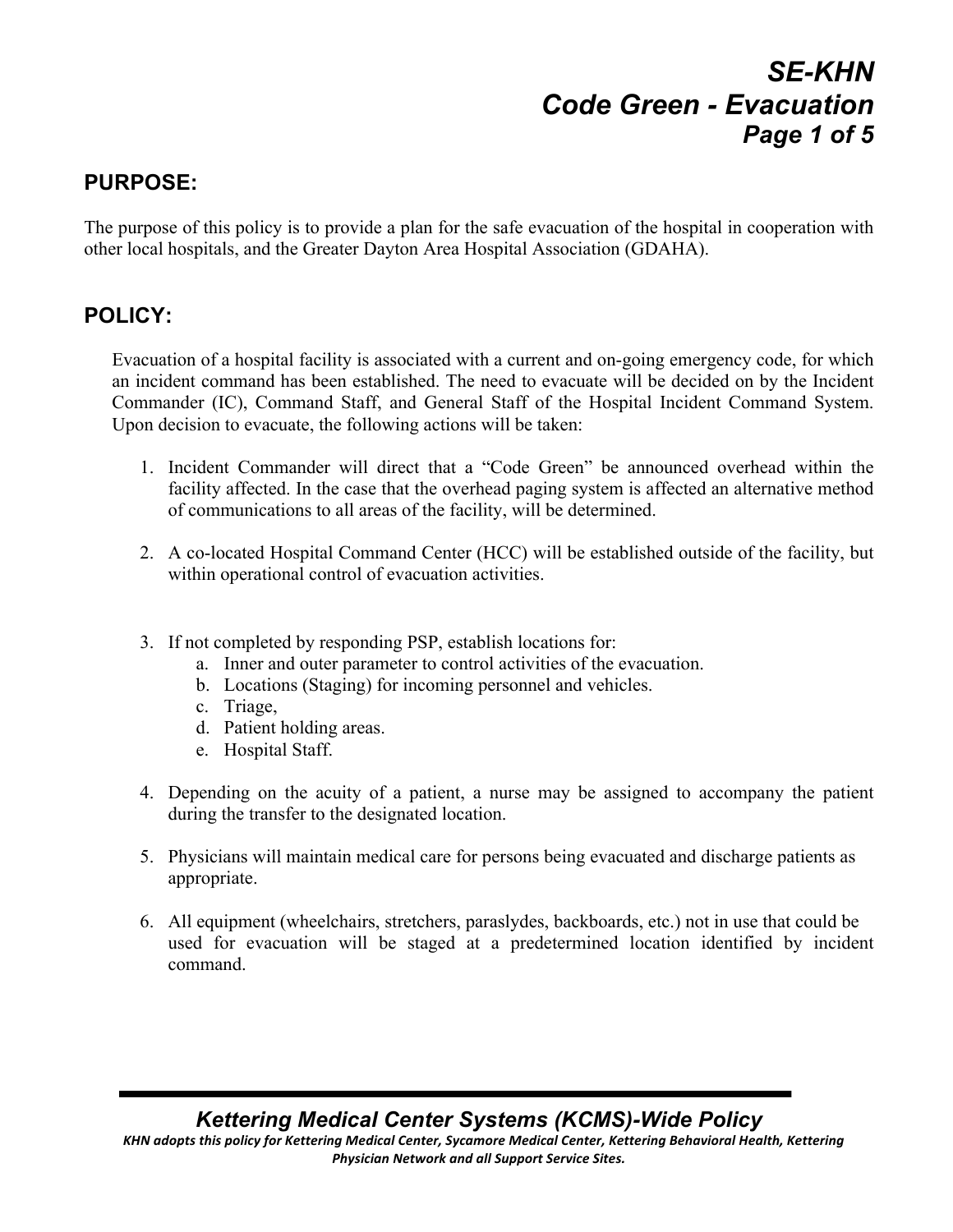# SE-KHN
# Code Green - Evacuation

## PURPOSE:

The purpose of this policy is to provide a plan for the safe evacuation of the hospital in cooperation with other local hospitals, and the Greater Dayton Area Hospital Association (GDAHA).

## POLICY:

Evacuation of a hospital facility is associated with a current and on-going emergency code, for which an incident command has been established. The need to evacuate will be decided on by the Incident Commander (IC), Command Staff, and General Staff of the Hospital Incident Command System. Upon decision to evacuate, the following actions will be taken:

1. Incident Commander will direct that a "Code Green" be announced overhead within the facility affected. In the case that the overhead paging system is affected an alternative method of communications to all areas of the facility, will be determined.

2. A co-located Hospital Command Center (HCC) will be established outside of the facility, but within operational control of evacuation activities.

3. If not completed by responding PSP, establish locations for:
   a. Inner and outer parameter to control activities of the evacuation.
   b. Locations (Staging) for incoming personnel and vehicles.
   c. Triage,
   d. Patient holding areas.
   e. Hospital Staff.

4. Depending on the acuity of a patient, a nurse may be assigned to accompany the patient during the transfer to the designated location.

5. Physicians will maintain medical care for persons being evacuated and discharge patients as appropriate.

6. All equipment (wheelchairs, stretchers, paraslydes, backboards, etc.) not in use that could be used for evacuation will be staged at a predetermined location identified by incident command.

***Kettering Medical Center Systems (KCMS)-Wide Policy***

***KHN adopts this policy for Kettering Medical Center, Sycamore Medical Center, Kettering Behavioral Health, Kettering Physician Network and all Support Service Sites.***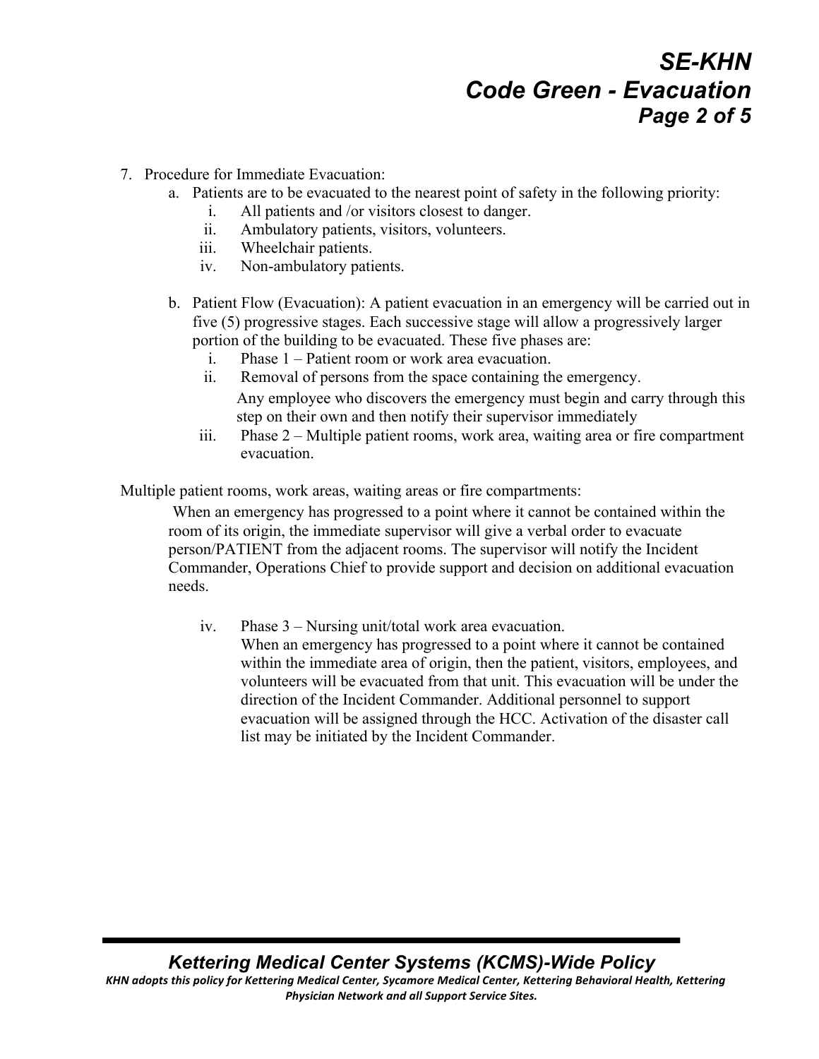7. Procedure for Immediate Evacuation:
   a. Patients are to be evacuated to the nearest point of safety in the following priority:
      i. All patients and /or visitors closest to danger.
      ii. Ambulatory patients, visitors, volunteers.
      iii. Wheelchair patients.
      iv. Non-ambulatory patients.

   b. Patient Flow (Evacuation): A patient evacuation in an emergency will be carried out in five (5) progressive stages. Each successive stage will allow a progressively larger portion of the building to be evacuated. These five phases are:
      i. Phase 1 – Patient room or work area evacuation.
      ii. Removal of persons from the space containing the emergency.
         Any employee who discovers the emergency must begin and carry through this step on their own and then notify their supervisor immediately
      iii. Phase 2 – Multiple patient rooms, work area, waiting area or fire compartment evacuation.

Multiple patient rooms, work areas, waiting areas or fire compartments:

When an emergency has progressed to a point where it cannot be contained within the room of its origin, the immediate supervisor will give a verbal order to evacuate person/PATIENT from the adjacent rooms. The supervisor will notify the Incident Commander, Operations Chief to provide support and decision on additional evacuation needs.

      iv. Phase 3 – Nursing unit/total work area evacuation.
         When an emergency has progressed to a point where it cannot be contained within the immediate area of origin, then the patient, visitors, employees, and volunteers will be evacuated from that unit. This evacuation will be under the direction of the Incident Commander. Additional personnel to support evacuation will be assigned through the HCC. Activation of the disaster call list may be initiated by the Incident Commander.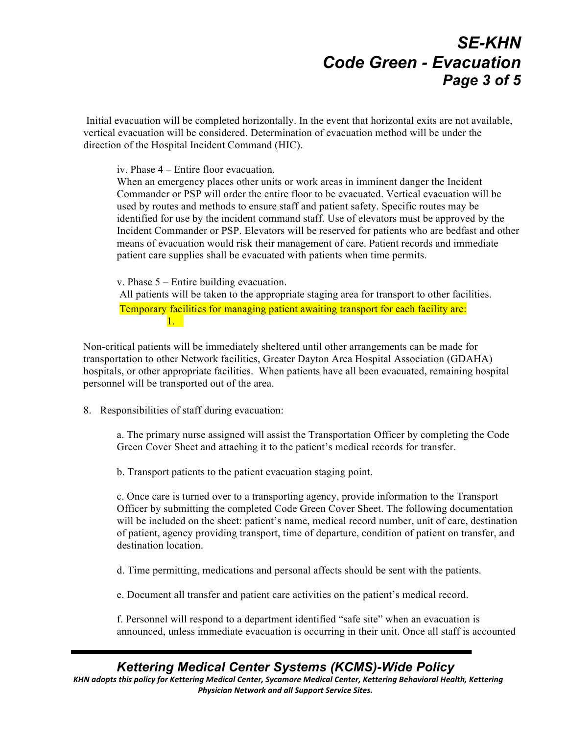Initial evacuation will be completed horizontally. In the event that horizontal exits are not available, vertical evacuation will be considered. Determination of evacuation method will be under the direction of the Hospital Incident Command (HIC).

iv. Phase 4 – Entire floor evacuation.
When an emergency places other units or work areas in imminent danger the Incident Commander or PSP will order the entire floor to be evacuated. Vertical evacuation will be used by routes and methods to ensure staff and patient safety. Specific routes may be identified for use by the incident command staff. Use of elevators must be approved by the Incident Commander or PSP. Elevators will be reserved for patients who are bedfast and other means of evacuation would risk their management of care. Patient records and immediate patient care supplies shall be evacuated with patients when time permits.

v. Phase 5 – Entire building evacuation.
All patients will be taken to the appropriate staging area for transport to other facilities.
Temporary facilities for managing patient awaiting transport for each facility are:

1.

Non-critical patients will be immediately sheltered until other arrangements can be made for transportation to other Network facilities, Greater Dayton Area Hospital Association (GDAHA) hospitals, or other appropriate facilities. When patients have all been evacuated, remaining hospital personnel will be transported out of the area.

8. Responsibilities of staff during evacuation:

a. The primary nurse assigned will assist the Transportation Officer by completing the Code Green Cover Sheet and attaching it to the patient's medical records for transfer.

b. Transport patients to the patient evacuation staging point.

c. Once care is turned over to a transporting agency, provide information to the Transport Officer by submitting the completed Code Green Cover Sheet. The following documentation will be included on the sheet: patient's name, medical record number, unit of care, destination of patient, agency providing transport, time of departure, condition of patient on transfer, and destination location.

d. Time permitting, medications and personal affects should be sent with the patients.

e. Document all transfer and patient care activities on the patient's medical record.

f. Personnel will respond to a department identified "safe site" when an evacuation is announced, unless immediate evacuation is occurring in their unit. Once all staff is accounted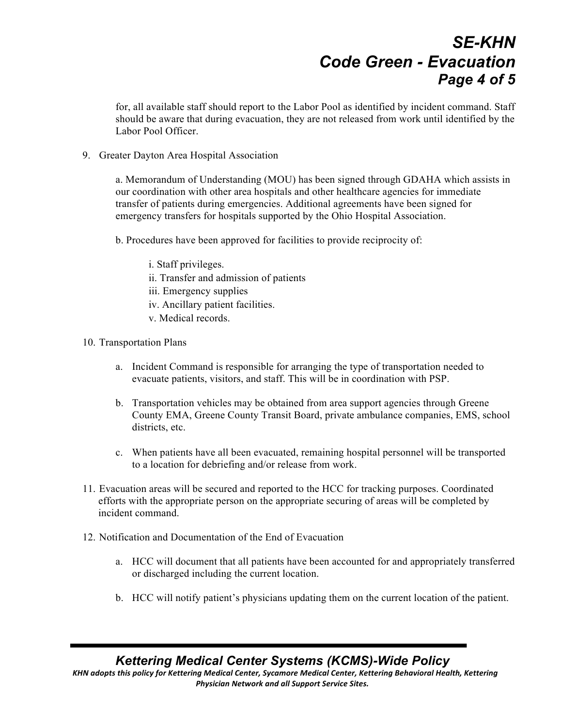for, all available staff should report to the Labor Pool as identified by incident command. Staff should be aware that during evacuation, they are not released from work until identified by the Labor Pool Officer.

9. Greater Dayton Area Hospital Association

   a. Memorandum of Understanding (MOU) has been signed through GDAHA which assists in our coordination with other area hospitals and other healthcare agencies for immediate transfer of patients during emergencies. Additional agreements have been signed for emergency transfers for hospitals supported by the Ohio Hospital Association.

   b. Procedures have been approved for facilities to provide reciprocity of:

      i. Staff privileges.
      ii. Transfer and admission of patients
      iii. Emergency supplies
      iv. Ancillary patient facilities.
      v. Medical records.

10. Transportation Plans

    a. Incident Command is responsible for arranging the type of transportation needed to evacuate patients, visitors, and staff. This will be in coordination with PSP.

    b. Transportation vehicles may be obtained from area support agencies through Greene County EMA, Greene County Transit Board, private ambulance companies, EMS, school districts, etc.

    c. When patients have all been evacuated, remaining hospital personnel will be transported to a location for debriefing and/or release from work.

11. Evacuation areas will be secured and reported to the HCC for tracking purposes. Coordinated efforts with the appropriate person on the appropriate securing of areas will be completed by incident command.

12. Notification and Documentation of the End of Evacuation

    a. HCC will document that all patients have been accounted for and appropriately transferred or discharged including the current location.

    b. HCC will notify patient's physicians updating them on the current location of the patient.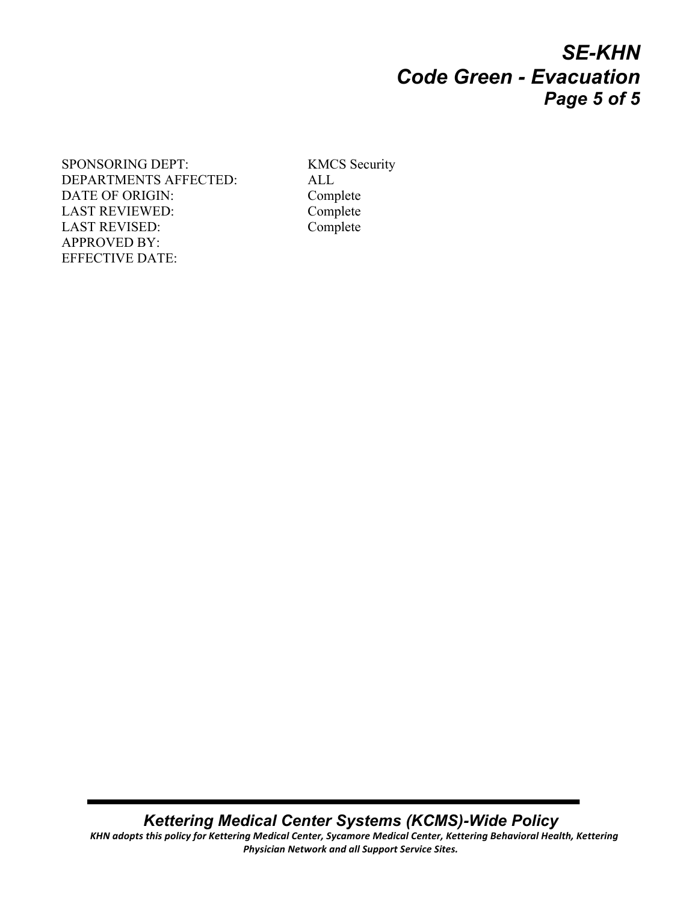| | |
|---|---|
| SPONSORING DEPT: | KMCS Security |
| DEPARTMENTS AFFECTED: | ALL |
| DATE OF ORIGIN: | Complete |
| LAST REVIEWED: | Complete |
| LAST REVISED: | Complete |
| APPROVED BY: | |
| EFFECTIVE DATE: | |